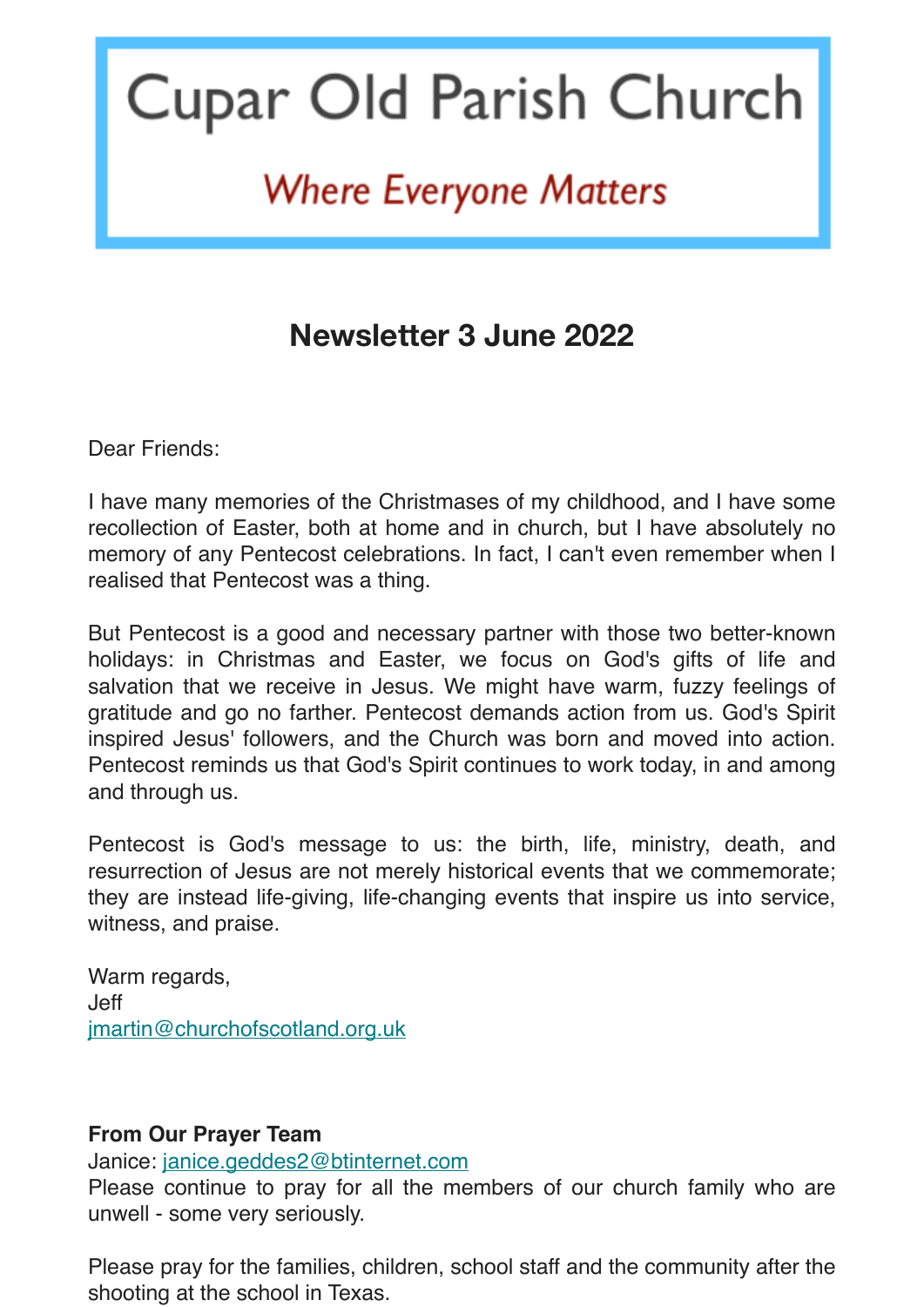# Cupar Old Parish Church

*Where Everyone Matters*

## Newsletter 3 June 2022

Dear Friends:

I have many memories of the Christmases of my childhood, and I have some recollection of Easter, both at home and in church, but I have absolutely no memory of any Pentecost celebrations. In fact, I can't even remember when I realised that Pentecost was a thing.

But Pentecost is a good and necessary partner with those two better-known holidays: in Christmas and Easter, we focus on God's gifts of life and salvation that we receive in Jesus. We might have warm, fuzzy feelings of gratitude and go no farther. Pentecost demands action from us. God's Spirit inspired Jesus' followers, and the Church was born and moved into action. Pentecost reminds us that God's Spirit continues to work today, in and among and through us.

Pentecost is God's message to us: the birth, life, ministry, death, and resurrection of Jesus are not merely historical events that we commemorate; they are instead life-giving, life-changing events that inspire us into service, witness, and praise.

Warm regards,
Jeff
jmartin@churchofscotland.org.uk

**From Our Prayer Team**
Janice: janice.geddes2@btinternet.com
Please continue to pray for all the members of our church family who are unwell - some very seriously.

Please pray for the families, children, school staff and the community after the shooting at the school in Texas.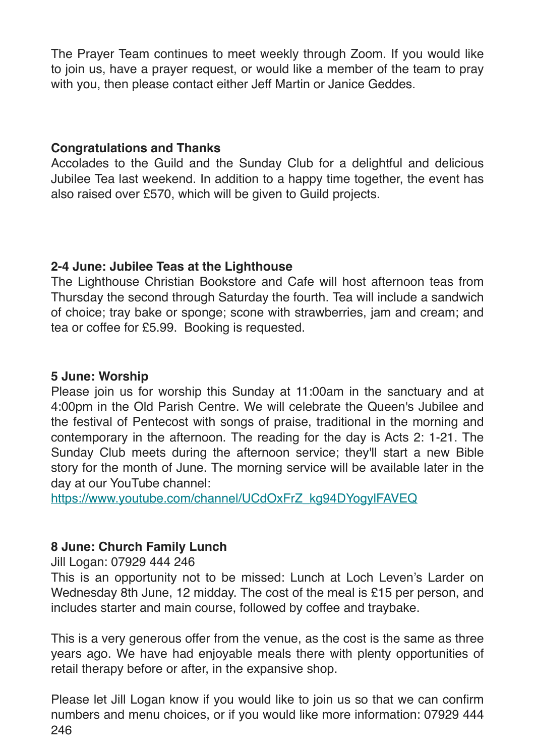The Prayer Team continues to meet weekly through Zoom. If you would like to join us, have a prayer request, or would like a member of the team to pray with you, then please contact either Jeff Martin or Janice Geddes.

**Congratulations and Thanks**

Accolades to the Guild and the Sunday Club for a delightful and delicious Jubilee Tea last weekend. In addition to a happy time together, the event has also raised over £570, which will be given to Guild projects.

**2-4 June: Jubilee Teas at the Lighthouse**

The Lighthouse Christian Bookstore and Cafe will host afternoon teas from Thursday the second through Saturday the fourth. Tea will include a sandwich of choice; tray bake or sponge; scone with strawberries, jam and cream; and tea or coffee for £5.99. Booking is requested.

**5 June: Worship**

Please join us for worship this Sunday at 11:00am in the sanctuary and at 4:00pm in the Old Parish Centre. We will celebrate the Queen's Jubilee and the festival of Pentecost with songs of praise, traditional in the morning and contemporary in the afternoon. The reading for the day is Acts 2: 1-21. The Sunday Club meets during the afternoon service; they'll start a new Bible story for the month of June. The morning service will be available later in the day at our YouTube channel:
[https://www.youtube.com/channel/UCdOxFrZ_kg94DYogylFAVEQ](https://www.youtube.com/channel/UCdOxFrZ_kg94DYogylFAVEQ)

**8 June: Church Family Lunch**

Jill Logan: 07929 444 246

This is an opportunity not to be missed: Lunch at Loch Leven's Larder on Wednesday 8th June, 12 midday. The cost of the meal is £15 per person, and includes starter and main course, followed by coffee and traybake.

This is a very generous offer from the venue, as the cost is the same as three years ago. We have had enjoyable meals there with plenty opportunities of retail therapy before or after, in the expansive shop.

Please let Jill Logan know if you would like to join us so that we can confirm numbers and menu choices, or if you would like more information: 07929 444 246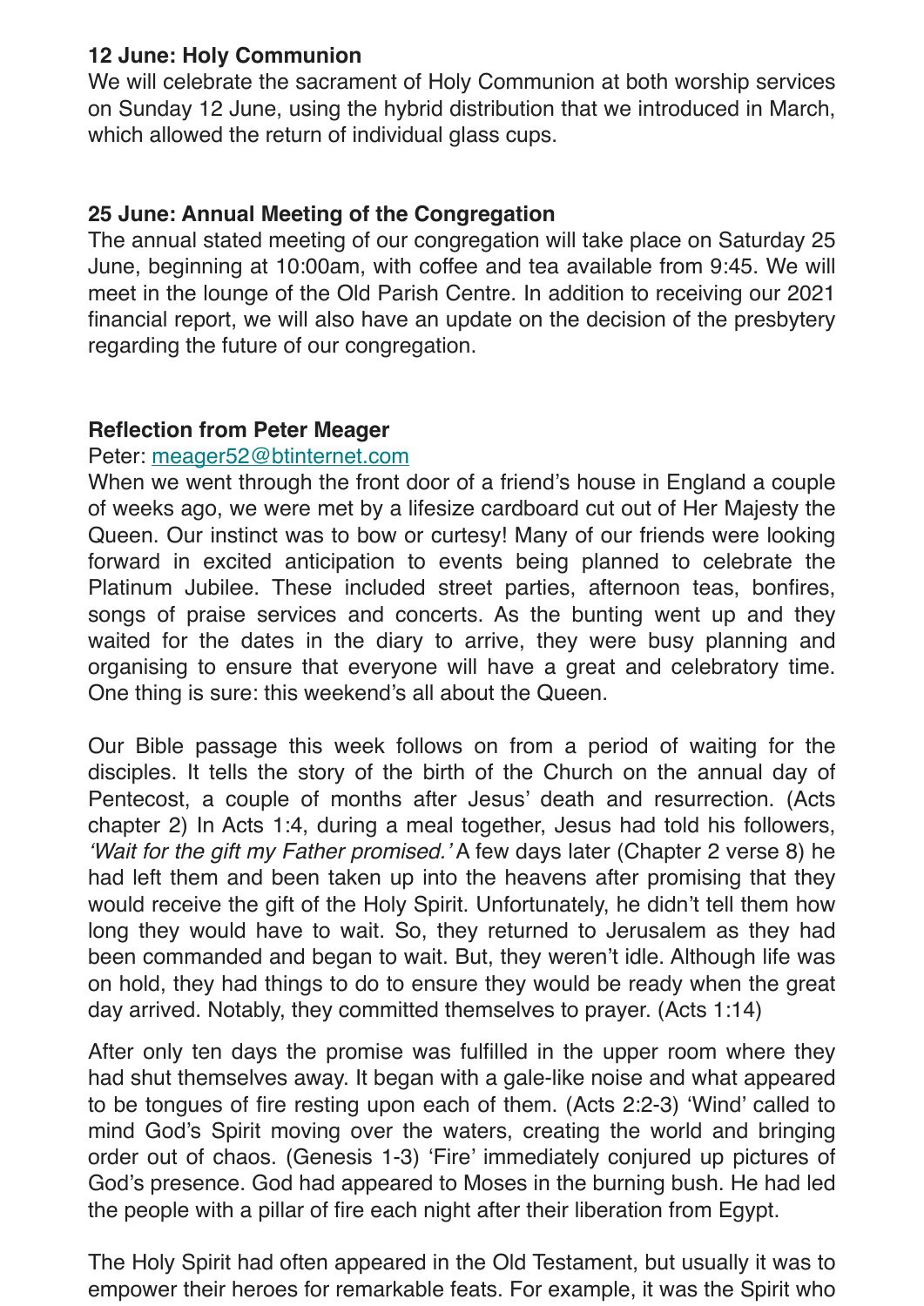**12 June: Holy Communion**

We will celebrate the sacrament of Holy Communion at both worship services on Sunday 12 June, using the hybrid distribution that we introduced in March, which allowed the return of individual glass cups.

**25 June: Annual Meeting of the Congregation**

The annual stated meeting of our congregation will take place on Saturday 25 June, beginning at 10:00am, with coffee and tea available from 9:45. We will meet in the lounge of the Old Parish Centre. In addition to receiving our 2021 financial report, we will also have an update on the decision of the presbytery regarding the future of our congregation.

**Reflection from Peter Meager**

Peter: meager52@btinternet.com

When we went through the front door of a friend's house in England a couple of weeks ago, we were met by a lifesize cardboard cut out of Her Majesty the Queen. Our instinct was to bow or curtesy! Many of our friends were looking forward in excited anticipation to events being planned to celebrate the Platinum Jubilee. These included street parties, afternoon teas, bonfires, songs of praise services and concerts. As the bunting went up and they waited for the dates in the diary to arrive, they were busy planning and organising to ensure that everyone will have a great and celebratory time. One thing is sure: this weekend's all about the Queen.

Our Bible passage this week follows on from a period of waiting for the disciples. It tells the story of the birth of the Church on the annual day of Pentecost, a couple of months after Jesus' death and resurrection. (Acts chapter 2) In Acts 1:4, during a meal together, Jesus had told his followers, *'Wait for the gift my Father promised.'* A few days later (Chapter 2 verse 8) he had left them and been taken up into the heavens after promising that they would receive the gift of the Holy Spirit. Unfortunately, he didn't tell them how long they would have to wait. So, they returned to Jerusalem as they had been commanded and began to wait. But, they weren't idle. Although life was on hold, they had things to do to ensure they would be ready when the great day arrived. Notably, they committed themselves to prayer. (Acts 1:14)

After only ten days the promise was fulfilled in the upper room where they had shut themselves away. It began with a gale-like noise and what appeared to be tongues of fire resting upon each of them. (Acts 2:2-3) 'Wind' called to mind God's Spirit moving over the waters, creating the world and bringing order out of chaos. (Genesis 1-3) 'Fire' immediately conjured up pictures of God's presence. God had appeared to Moses in the burning bush. He had led the people with a pillar of fire each night after their liberation from Egypt.

The Holy Spirit had often appeared in the Old Testament, but usually it was to empower their heroes for remarkable feats. For example, it was the Spirit who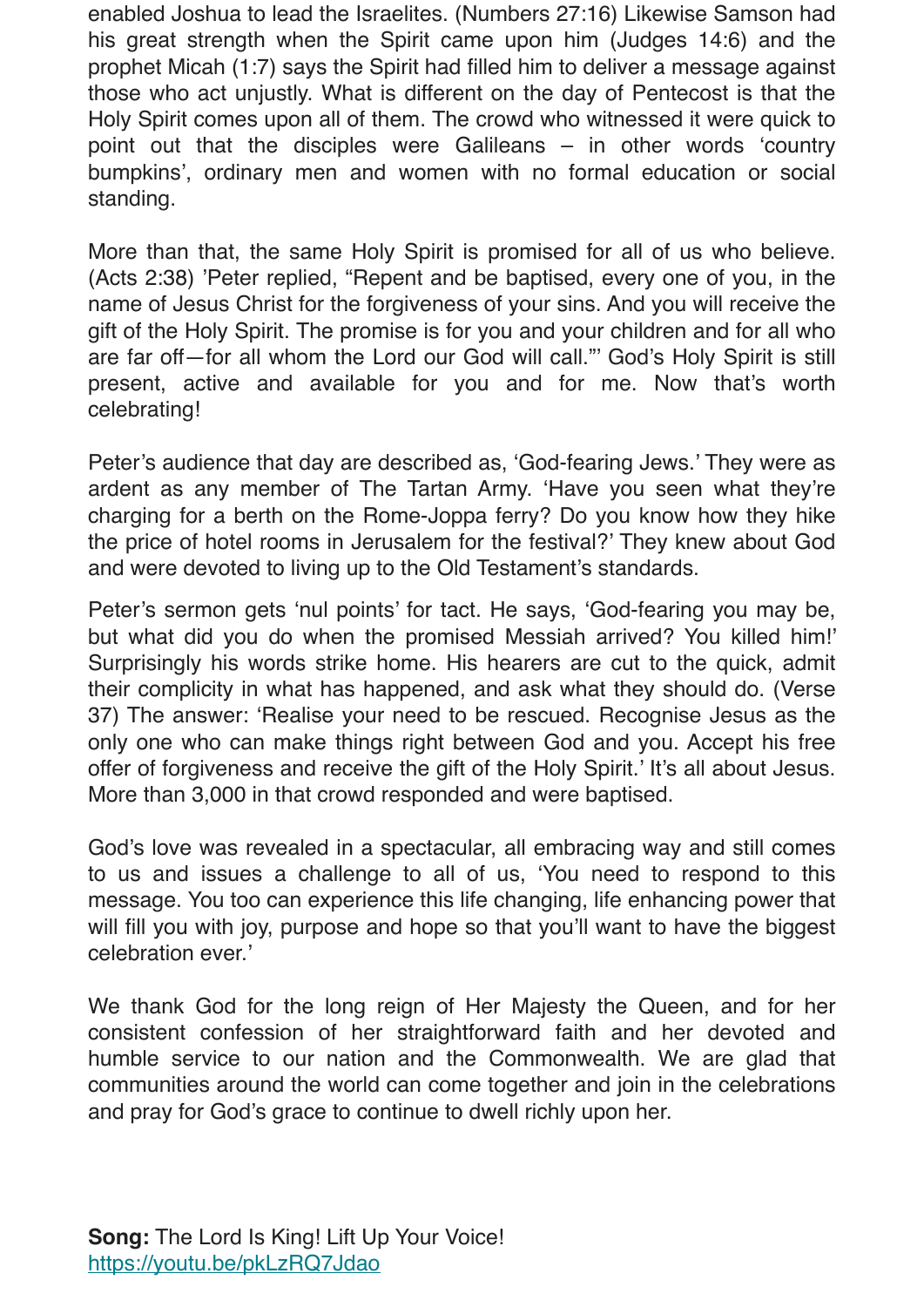enabled Joshua to lead the Israelites. (Numbers 27:16) Likewise Samson had his great strength when the Spirit came upon him (Judges 14:6) and the prophet Micah (1:7) says the Spirit had filled him to deliver a message against those who act unjustly. What is different on the day of Pentecost is that the Holy Spirit comes upon all of them. The crowd who witnessed it were quick to point out that the disciples were Galileans – in other words 'country bumpkins', ordinary men and women with no formal education or social standing.

More than that, the same Holy Spirit is promised for all of us who believe. (Acts 2:38) 'Peter replied, "Repent and be baptised, every one of you, in the name of Jesus Christ for the forgiveness of your sins. And you will receive the gift of the Holy Spirit. The promise is for you and your children and for all who are far off—for all whom the Lord our God will call."' God's Holy Spirit is still present, active and available for you and for me. Now that's worth celebrating!

Peter's audience that day are described as, 'God-fearing Jews.' They were as ardent as any member of The Tartan Army. 'Have you seen what they're charging for a berth on the Rome-Joppa ferry? Do you know how they hike the price of hotel rooms in Jerusalem for the festival?' They knew about God and were devoted to living up to the Old Testament's standards.

Peter's sermon gets 'nul points' for tact. He says, 'God-fearing you may be, but what did you do when the promised Messiah arrived? You killed him!' Surprisingly his words strike home. His hearers are cut to the quick, admit their complicity in what has happened, and ask what they should do. (Verse 37) The answer: 'Realise your need to be rescued. Recognise Jesus as the only one who can make things right between God and you. Accept his free offer of forgiveness and receive the gift of the Holy Spirit.' It's all about Jesus. More than 3,000 in that crowd responded and were baptised.

God's love was revealed in a spectacular, all embracing way and still comes to us and issues a challenge to all of us, 'You need to respond to this message. You too can experience this life changing, life enhancing power that will fill you with joy, purpose and hope so that you'll want to have the biggest celebration ever.'

We thank God for the long reign of Her Majesty the Queen, and for her consistent confession of her straightforward faith and her devoted and humble service to our nation and the Commonwealth. We are glad that communities around the world can come together and join in the celebrations and pray for God's grace to continue to dwell richly upon her.

**Song:** The Lord Is King! Lift Up Your Voice!
https://youtu.be/pkLzRQ7Jdao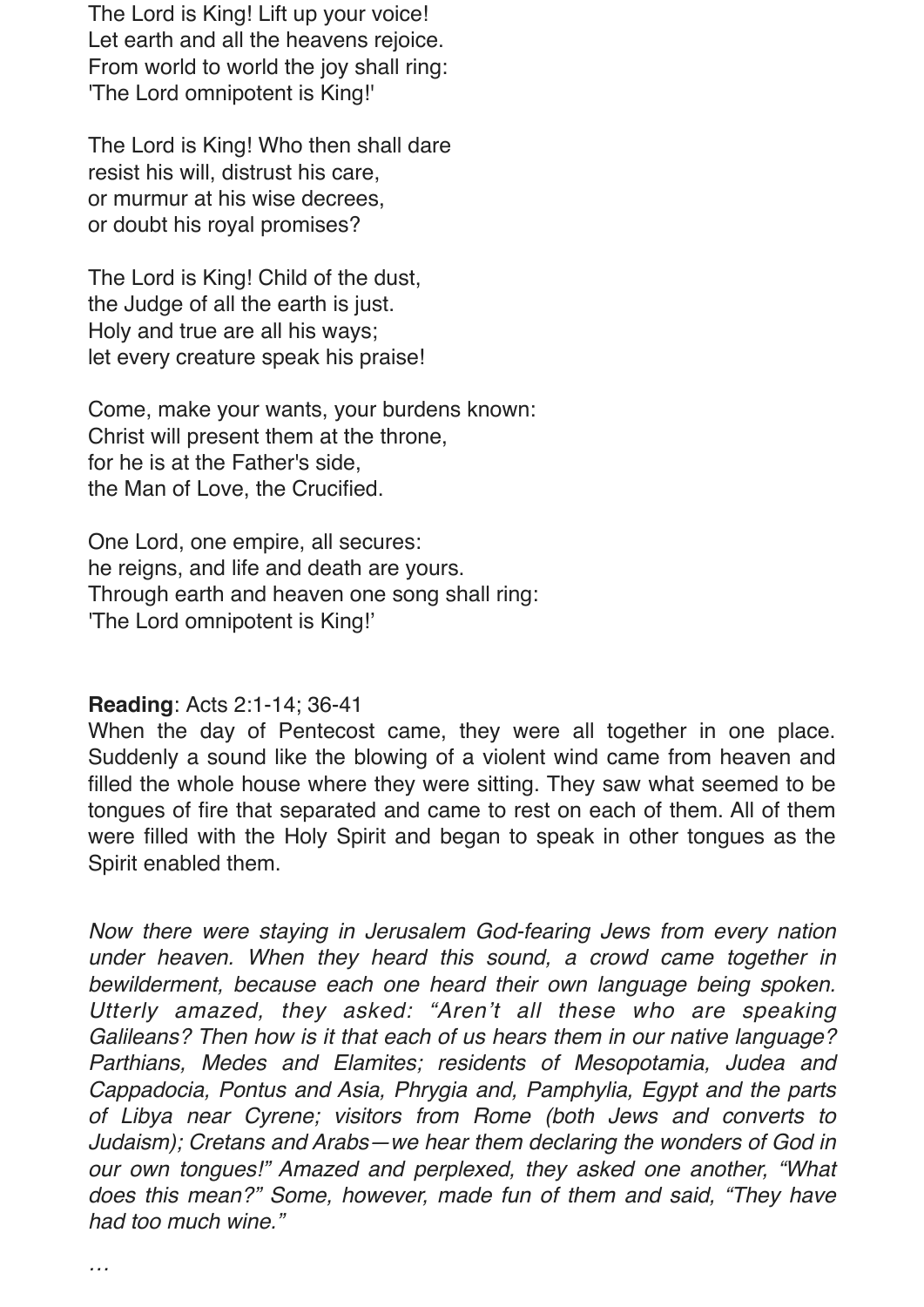The Lord is King! Lift up your voice!
Let earth and all the heavens rejoice.
From world to world the joy shall ring:
'The Lord omnipotent is King!'

The Lord is King! Who then shall dare
resist his will, distrust his care,
or murmur at his wise decrees,
or doubt his royal promises?

The Lord is King! Child of the dust,
the Judge of all the earth is just.
Holy and true are all his ways;
let every creature speak his praise!

Come, make your wants, your burdens known:
Christ will present them at the throne,
for he is at the Father's side,
the Man of Love, the Crucified.

One Lord, one empire, all secures:
he reigns, and life and death are yours.
Through earth and heaven one song shall ring:
'The Lord omnipotent is King!'

**Reading**: Acts 2:1-14; 36-41

When the day of Pentecost came, they were all together in one place. Suddenly a sound like the blowing of a violent wind came from heaven and filled the whole house where they were sitting. They saw what seemed to be tongues of fire that separated and came to rest on each of them. All of them were filled with the Holy Spirit and began to speak in other tongues as the Spirit enabled them.

*Now there were staying in Jerusalem God-fearing Jews from every nation under heaven. When they heard this sound, a crowd came together in bewilderment, because each one heard their own language being spoken. Utterly amazed, they asked: "Aren't all these who are speaking Galileans? Then how is it that each of us hears them in our native language? Parthians, Medes and Elamites; residents of Mesopotamia, Judea and Cappadocia, Pontus and Asia, Phrygia and, Pamphylia, Egypt and the parts of Libya near Cyrene; visitors from Rome (both Jews and converts to Judaism); Cretans and Arabs—we hear them declaring the wonders of God in our own tongues!" Amazed and perplexed, they asked one another, "What does this mean?" Some, however, made fun of them and said, "They have had too much wine."*

…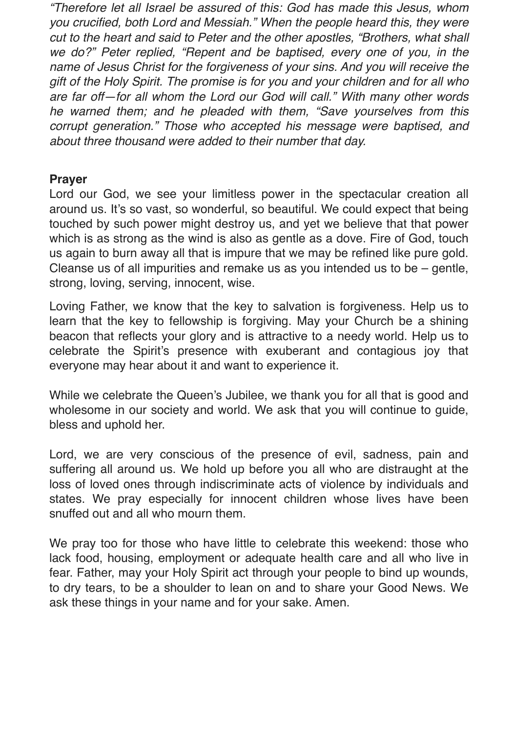*"Therefore let all Israel be assured of this: God has made this Jesus, whom you crucified, both Lord and Messiah." When the people heard this, they were cut to the heart and said to Peter and the other apostles, "Brothers, what shall we do?" Peter replied, "Repent and be baptised, every one of you, in the name of Jesus Christ for the forgiveness of your sins. And you will receive the gift of the Holy Spirit. The promise is for you and your children and for all who are far off—for all whom the Lord our God will call." With many other words he warned them; and he pleaded with them, "Save yourselves from this corrupt generation." Those who accepted his message were baptised, and about three thousand were added to their number that day.*

**Prayer**

Lord our God, we see your limitless power in the spectacular creation all around us. It's so vast, so wonderful, so beautiful. We could expect that being touched by such power might destroy us, and yet we believe that that power which is as strong as the wind is also as gentle as a dove. Fire of God, touch us again to burn away all that is impure that we may be refined like pure gold. Cleanse us of all impurities and remake us as you intended us to be – gentle, strong, loving, serving, innocent, wise.

Loving Father, we know that the key to salvation is forgiveness. Help us to learn that the key to fellowship is forgiving. May your Church be a shining beacon that reflects your glory and is attractive to a needy world. Help us to celebrate the Spirit's presence with exuberant and contagious joy that everyone may hear about it and want to experience it.

While we celebrate the Queen's Jubilee, we thank you for all that is good and wholesome in our society and world. We ask that you will continue to guide, bless and uphold her.

Lord, we are very conscious of the presence of evil, sadness, pain and suffering all around us. We hold up before you all who are distraught at the loss of loved ones through indiscriminate acts of violence by individuals and states. We pray especially for innocent children whose lives have been snuffed out and all who mourn them.

We pray too for those who have little to celebrate this weekend: those who lack food, housing, employment or adequate health care and all who live in fear. Father, may your Holy Spirit act through your people to bind up wounds, to dry tears, to be a shoulder to lean on and to share your Good News. We ask these things in your name and for your sake. Amen.